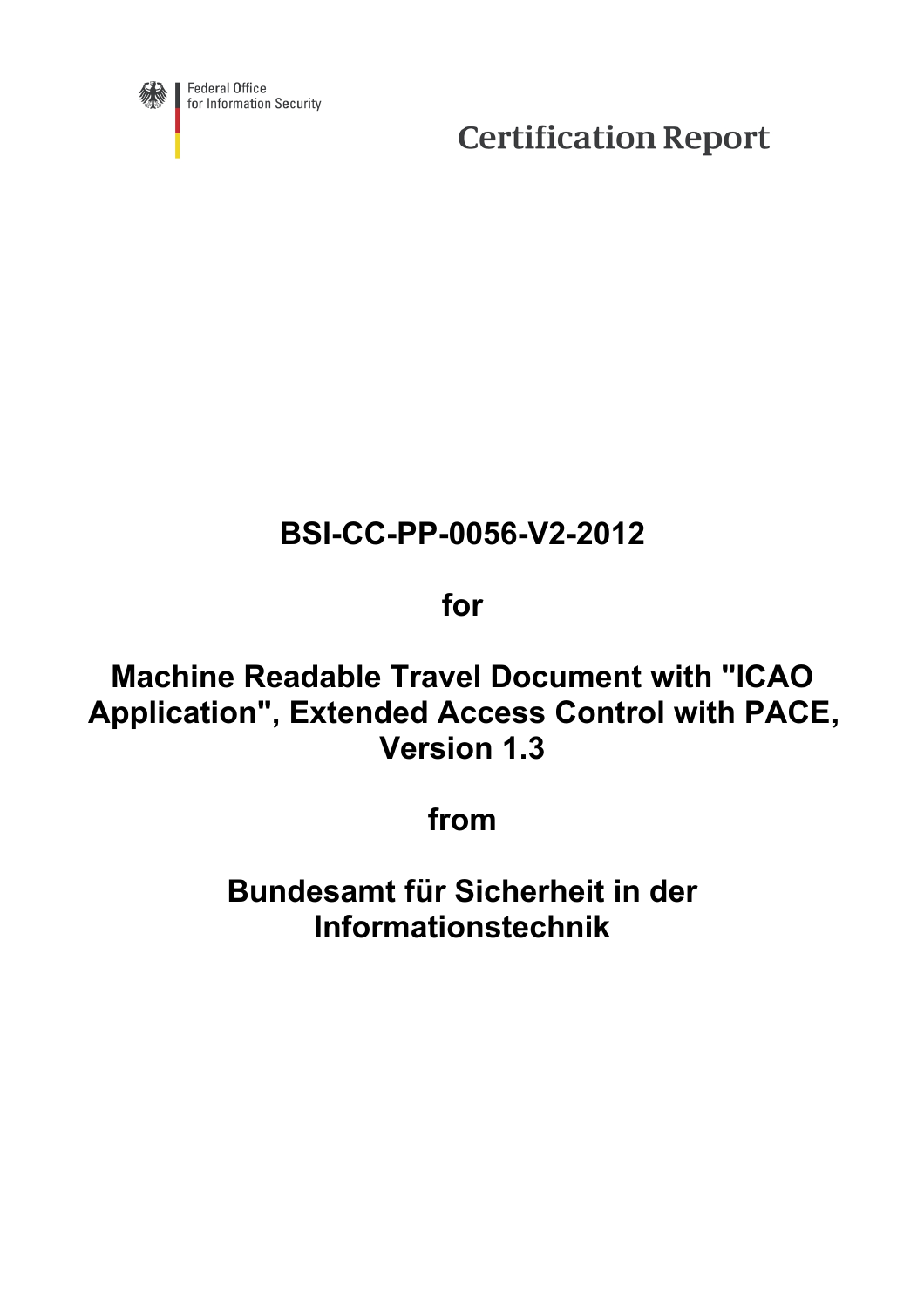Federal Office for Information Security

# Certification Report

## BSI-CC-PP-0056-V2-2012

## for

## Machine Readable Travel Document with "ICAO Application", Extended Access Control with PACE, Version 1.3

## from

## Bundesamt für Sicherheit in der Informationstechnik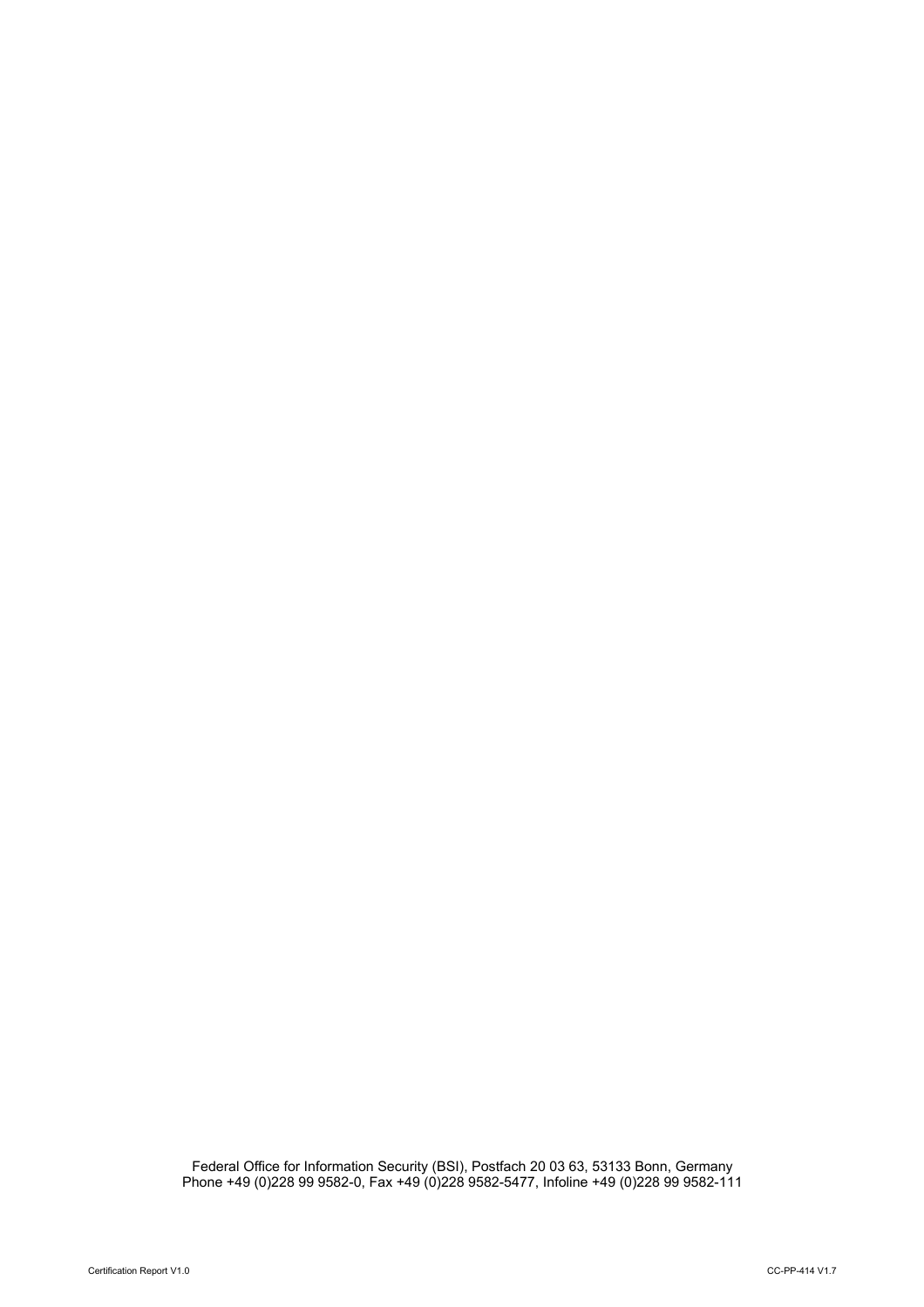Federal Office for Information Security (BSI), Postfach 20 03 63, 53133 Bonn, Germany
Phone +49 (0)228 99 9582-0, Fax +49 (0)228 9582-5477, Infoline +49 (0)228 99 9582-111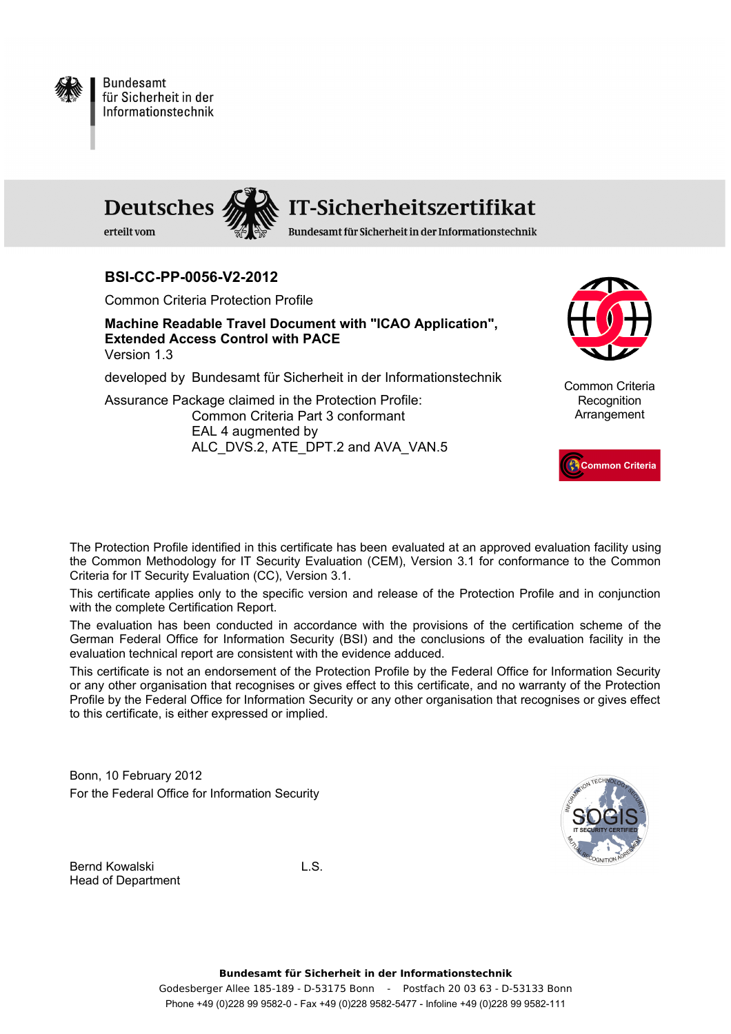Bundesamt für Sicherheit in der Informationstechnik

# Deutsches IT-Sicherheitszertifikat

erteilt vom Bundesamt für Sicherheit in der Informationstechnik

## BSI-CC-PP-0056-V2-2012

Common Criteria Protection Profile

**Machine Readable Travel Document with "ICAO Application", Extended Access Control with PACE**
Version 1.3

developed by Bundesamt für Sicherheit in der Informationstechnik

Assurance Package claimed in the Protection Profile:
Common Criteria Part 3 conformant
EAL 4 augmented by
ALC_DVS.2, ATE_DPT.2 and AVA_VAN.5

Common Criteria Recognition Arrangement

Common Criteria

The Protection Profile identified in this certificate has been evaluated at an approved evaluation facility using the Common Methodology for IT Security Evaluation (CEM), Version 3.1 for conformance to the Common Criteria for IT Security Evaluation (CC), Version 3.1.

This certificate applies only to the specific version and release of the Protection Profile and in conjunction with the complete Certification Report.

The evaluation has been conducted in accordance with the provisions of the certification scheme of the German Federal Office for Information Security (BSI) and the conclusions of the evaluation facility in the evaluation technical report are consistent with the evidence adduced.

This certificate is not an endorsement of the Protection Profile by the Federal Office for Information Security or any other organisation that recognises or gives effect to this certificate, and no warranty of the Protection Profile by the Federal Office for Information Security or any other organisation that recognises or gives effect to this certificate, is either expressed or implied.

Bonn, 10 February 2012
For the Federal Office for Information Security

Bernd Kowalski
Head of Department

L.S.

SOGIS IT SECURITY CERTIFIED

**Bundesamt für Sicherheit in der Informationstechnik**
Godesberger Allee 185-189 - D-53175 Bonn - Postfach 20 03 63 - D-53133 Bonn
Phone +49 (0)228 99 9582-0 - Fax +49 (0)228 9582-5477 - Infoline +49 (0)228 99 9582-111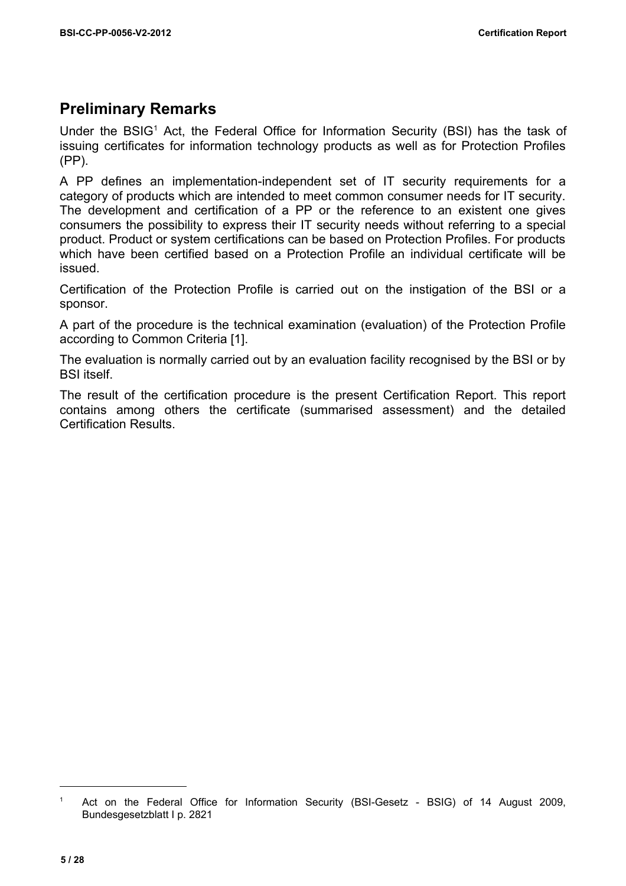## Preliminary Remarks

Under the BSIG[1] Act, the Federal Office for Information Security (BSI) has the task of issuing certificates for information technology products as well as for Protection Profiles (PP).

A PP defines an implementation-independent set of IT security requirements for a category of products which are intended to meet common consumer needs for IT security. The development and certification of a PP or the reference to an existent one gives consumers the possibility to express their IT security needs without referring to a special product. Product or system certifications can be based on Protection Profiles. For products which have been certified based on a Protection Profile an individual certificate will be issued.

Certification of the Protection Profile is carried out on the instigation of the BSI or a sponsor.

A part of the procedure is the technical examination (evaluation) of the Protection Profile according to Common Criteria [1].

The evaluation is normally carried out by an evaluation facility recognised by the BSI or by BSI itself.

The result of the certification procedure is the present Certification Report. This report contains among others the certificate (summarised assessment) and the detailed Certification Results.

---

[1] Act on the Federal Office for Information Security (BSI-Gesetz - BSIG) of 14 August 2009, Bundesgesetzblatt I p. 2821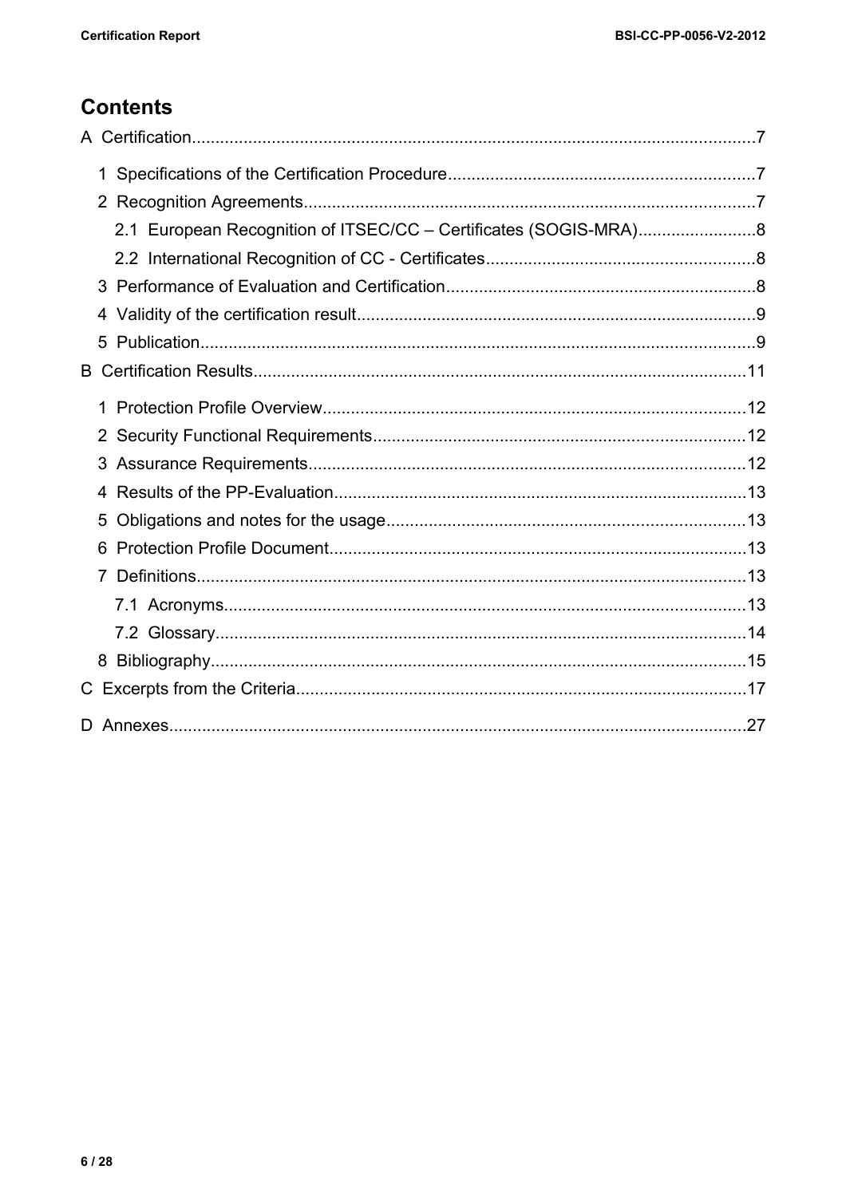# Contents

A Certification.......................................................................................................................7

1 Specifications of the Certification Procedure.................................................................7

2 Recognition Agreements...............................................................................................7

2.1 European Recognition of ITSEC/CC – Certificates (SOGIS-MRA).........................8

2.2 International Recognition of CC - Certificates.........................................................8

3 Performance of Evaluation and Certification.................................................................8

4 Validity of the certification result....................................................................................9

5 Publication.....................................................................................................................9

B Certification Results........................................................................................................11

1 Protection Profile Overview..........................................................................................12

2 Security Functional Requirements...............................................................................12

3 Assurance Requirements.............................................................................................12

4 Results of the PP-Evaluation.......................................................................................13

5 Obligations and notes for the usage............................................................................13

6 Protection Profile Document........................................................................................13

7 Definitions....................................................................................................................13

7.1 Acronyms..............................................................................................................13

7.2 Glossary................................................................................................................14

8 Bibliography.................................................................................................................15

C Excerpts from the Criteria...............................................................................................17

D Annexes.........................................................................................................................27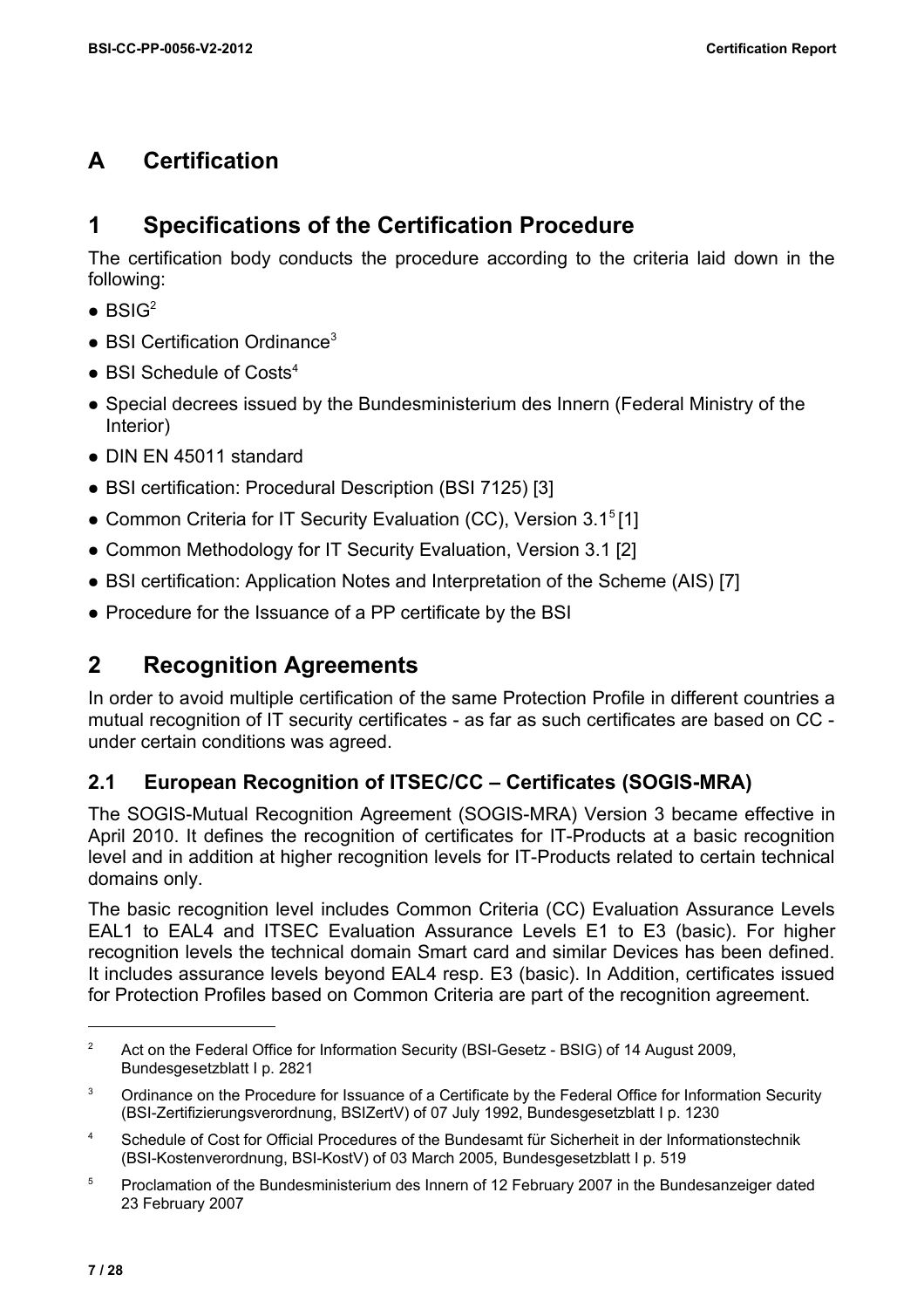# A Certification

## 1 Specifications of the Certification Procedure

The certification body conducts the procedure according to the criteria laid down in the following:

- BSIG[2]
- BSI Certification Ordinance[3]
- BSI Schedule of Costs[4]
- Special decrees issued by the Bundesministerium des Innern (Federal Ministry of the Interior)
- DIN EN 45011 standard
- BSI certification: Procedural Description (BSI 7125) [3]
- Common Criteria for IT Security Evaluation (CC), Version 3.1[5] [1]
- Common Methodology for IT Security Evaluation, Version 3.1 [2]
- BSI certification: Application Notes and Interpretation of the Scheme (AIS) [7]
- Procedure for the Issuance of a PP certificate by the BSI

## 2 Recognition Agreements

In order to avoid multiple certification of the same Protection Profile in different countries a mutual recognition of IT security certificates - as far as such certificates are based on CC - under certain conditions was agreed.

### 2.1 European Recognition of ITSEC/CC – Certificates (SOGIS-MRA)

The SOGIS-Mutual Recognition Agreement (SOGIS-MRA) Version 3 became effective in April 2010. It defines the recognition of certificates for IT-Products at a basic recognition level and in addition at higher recognition levels for IT-Products related to certain technical domains only.

The basic recognition level includes Common Criteria (CC) Evaluation Assurance Levels EAL1 to EAL4 and ITSEC Evaluation Assurance Levels E1 to E3 (basic). For higher recognition levels the technical domain Smart card and similar Devices has been defined. It includes assurance levels beyond EAL4 resp. E3 (basic). In Addition, certificates issued for Protection Profiles based on Common Criteria are part of the recognition agreement.

---

[2] Act on the Federal Office for Information Security (BSI-Gesetz - BSIG) of 14 August 2009, Bundesgesetzblatt I p. 2821

[3] Ordinance on the Procedure for Issuance of a Certificate by the Federal Office for Information Security (BSI-Zertifizierungsverordnung, BSIZertV) of 07 July 1992, Bundesgesetzblatt I p. 1230

[4] Schedule of Cost for Official Procedures of the Bundesamt für Sicherheit in der Informationstechnik (BSI-Kostenverordnung, BSI-KostV) of 03 March 2005, Bundesgesetzblatt I p. 519

[5] Proclamation of the Bundesministerium des Innern of 12 February 2007 in the Bundesanzeiger dated 23 February 2007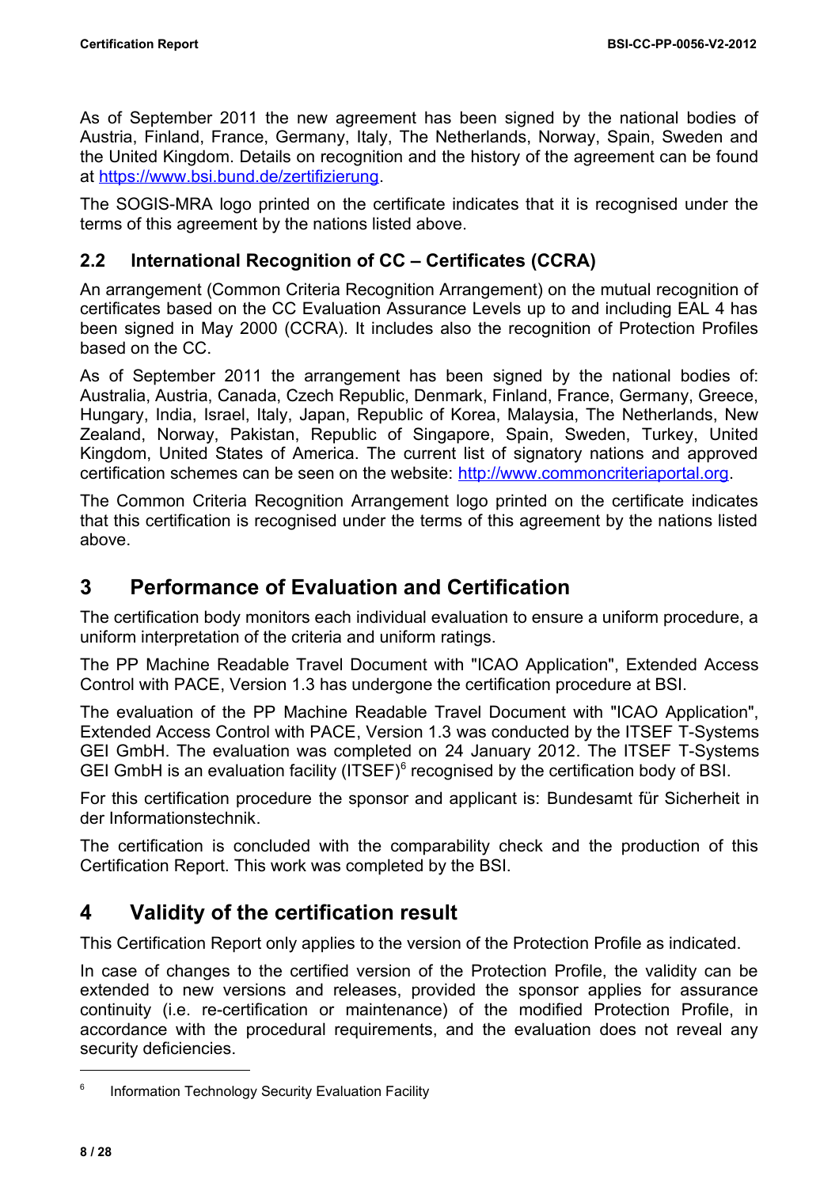As of September 2011 the new agreement has been signed by the national bodies of Austria, Finland, France, Germany, Italy, The Netherlands, Norway, Spain, Sweden and the United Kingdom. Details on recognition and the history of the agreement can be found at https://www.bsi.bund.de/zertifizierung.

The SOGIS-MRA logo printed on the certificate indicates that it is recognised under the terms of this agreement by the nations listed above.

### 2.2 International Recognition of CC – Certificates (CCRA)

An arrangement (Common Criteria Recognition Arrangement) on the mutual recognition of certificates based on the CC Evaluation Assurance Levels up to and including EAL 4 has been signed in May 2000 (CCRA). It includes also the recognition of Protection Profiles based on the CC.

As of September 2011 the arrangement has been signed by the national bodies of: Australia, Austria, Canada, Czech Republic, Denmark, Finland, France, Germany, Greece, Hungary, India, Israel, Italy, Japan, Republic of Korea, Malaysia, The Netherlands, New Zealand, Norway, Pakistan, Republic of Singapore, Spain, Sweden, Turkey, United Kingdom, United States of America. The current list of signatory nations and approved certification schemes can be seen on the website: http://www.commoncriteriaportal.org.

The Common Criteria Recognition Arrangement logo printed on the certificate indicates that this certification is recognised under the terms of this agreement by the nations listed above.

## 3 Performance of Evaluation and Certification

The certification body monitors each individual evaluation to ensure a uniform procedure, a uniform interpretation of the criteria and uniform ratings.

The PP Machine Readable Travel Document with "ICAO Application", Extended Access Control with PACE, Version 1.3 has undergone the certification procedure at BSI.

The evaluation of the PP Machine Readable Travel Document with "ICAO Application", Extended Access Control with PACE, Version 1.3 was conducted by the ITSEF T-Systems GEI GmbH. The evaluation was completed on 24 January 2012. The ITSEF T-Systems GEI GmbH is an evaluation facility (ITSEF)[6] recognised by the certification body of BSI.

For this certification procedure the sponsor and applicant is: Bundesamt für Sicherheit in der Informationstechnik.

The certification is concluded with the comparability check and the production of this Certification Report. This work was completed by the BSI.

## 4 Validity of the certification result

This Certification Report only applies to the version of the Protection Profile as indicated.

In case of changes to the certified version of the Protection Profile, the validity can be extended to new versions and releases, provided the sponsor applies for assurance continuity (i.e. re-certification or maintenance) of the modified Protection Profile, in accordance with the procedural requirements, and the evaluation does not reveal any security deficiencies.

[6] Information Technology Security Evaluation Facility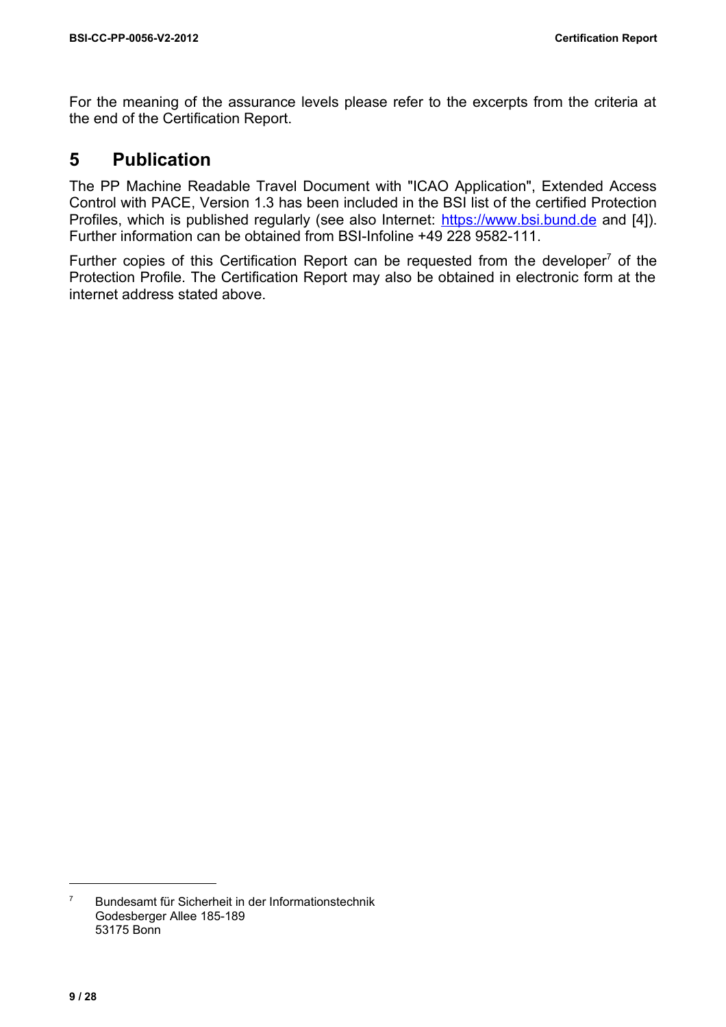For the meaning of the assurance levels please refer to the excerpts from the criteria at the end of the Certification Report.

## 5 Publication

The PP Machine Readable Travel Document with "ICAO Application", Extended Access Control with PACE, Version 1.3 has been included in the BSI list of the certified Protection Profiles, which is published regularly (see also Internet: https://www.bsi.bund.de and [4]). Further information can be obtained from BSI-Infoline +49 228 9582-111.

Further copies of this Certification Report can be requested from the developer[7] of the Protection Profile. The Certification Report may also be obtained in electronic form at the internet address stated above.

---

[7] Bundesamt für Sicherheit in der Informationstechnik
Godesberger Allee 185-189
53175 Bonn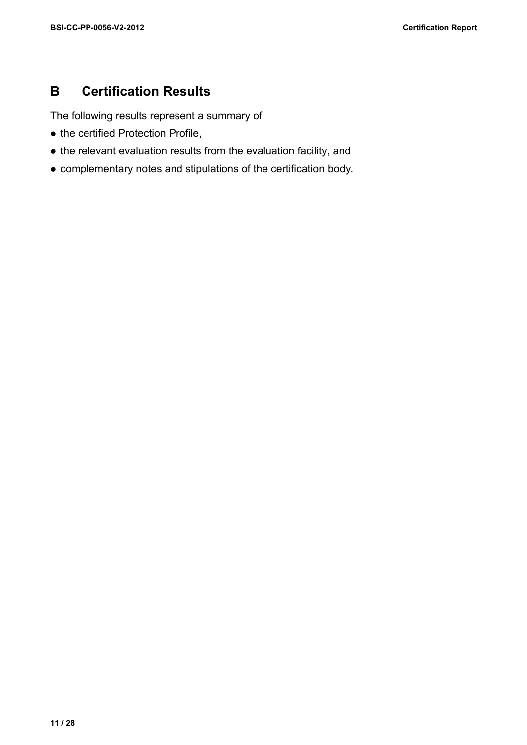# B Certification Results

The following results represent a summary of

- the certified Protection Profile,
- the relevant evaluation results from the evaluation facility, and
- complementary notes and stipulations of the certification body.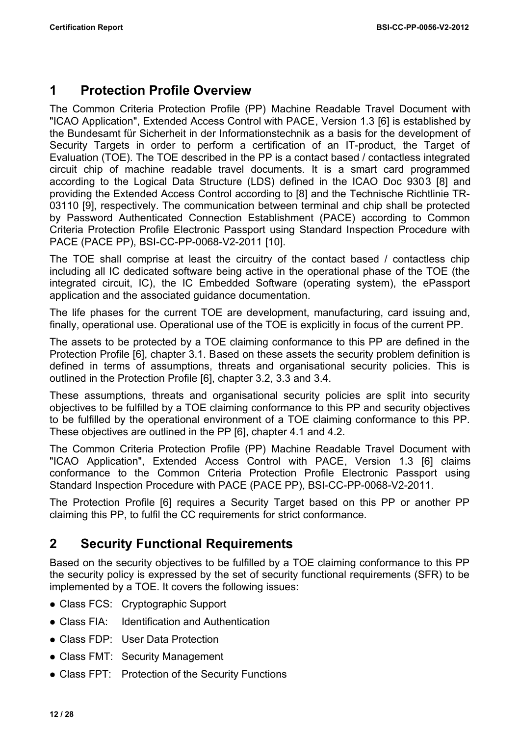# 1 Protection Profile Overview

The Common Criteria Protection Profile (PP) Machine Readable Travel Document with "ICAO Application", Extended Access Control with PACE, Version 1.3 [6] is established by the Bundesamt für Sicherheit in der Informationstechnik as a basis for the development of Security Targets in order to perform a certification of an IT-product, the Target of Evaluation (TOE). The TOE described in the PP is a contact based / contactless integrated circuit chip of machine readable travel documents. It is a smart card programmed according to the Logical Data Structure (LDS) defined in the ICAO Doc 9303 [8] and providing the Extended Access Control according to [8] and the Technische Richtlinie TR-03110 [9], respectively. The communication between terminal and chip shall be protected by Password Authenticated Connection Establishment (PACE) according to Common Criteria Protection Profile Electronic Passport using Standard Inspection Procedure with PACE (PACE PP), BSI-CC-PP-0068-V2-2011 [10].

The TOE shall comprise at least the circuitry of the contact based / contactless chip including all IC dedicated software being active in the operational phase of the TOE (the integrated circuit, IC), the IC Embedded Software (operating system), the ePassport application and the associated guidance documentation.

The life phases for the current TOE are development, manufacturing, card issuing and, finally, operational use. Operational use of the TOE is explicitly in focus of the current PP.

The assets to be protected by a TOE claiming conformance to this PP are defined in the Protection Profile [6], chapter 3.1. Based on these assets the security problem definition is defined in terms of assumptions, threats and organisational security policies. This is outlined in the Protection Profile [6], chapter 3.2, 3.3 and 3.4.

These assumptions, threats and organisational security policies are split into security objectives to be fulfilled by a TOE claiming conformance to this PP and security objectives to be fulfilled by the operational environment of a TOE claiming conformance to this PP. These objectives are outlined in the PP [6], chapter 4.1 and 4.2.

The Common Criteria Protection Profile (PP) Machine Readable Travel Document with "ICAO Application", Extended Access Control with PACE, Version 1.3 [6] claims conformance to the Common Criteria Protection Profile Electronic Passport using Standard Inspection Procedure with PACE (PACE PP), BSI-CC-PP-0068-V2-2011.

The Protection Profile [6] requires a Security Target based on this PP or another PP claiming this PP, to fulfil the CC requirements for strict conformance.

# 2 Security Functional Requirements

Based on the security objectives to be fulfilled by a TOE claiming conformance to this PP the security policy is expressed by the set of security functional requirements (SFR) to be implemented by a TOE. It covers the following issues:

- Class FCS: Cryptographic Support
- Class FIA: Identification and Authentication
- Class FDP: User Data Protection
- Class FMT: Security Management
- Class FPT: Protection of the Security Functions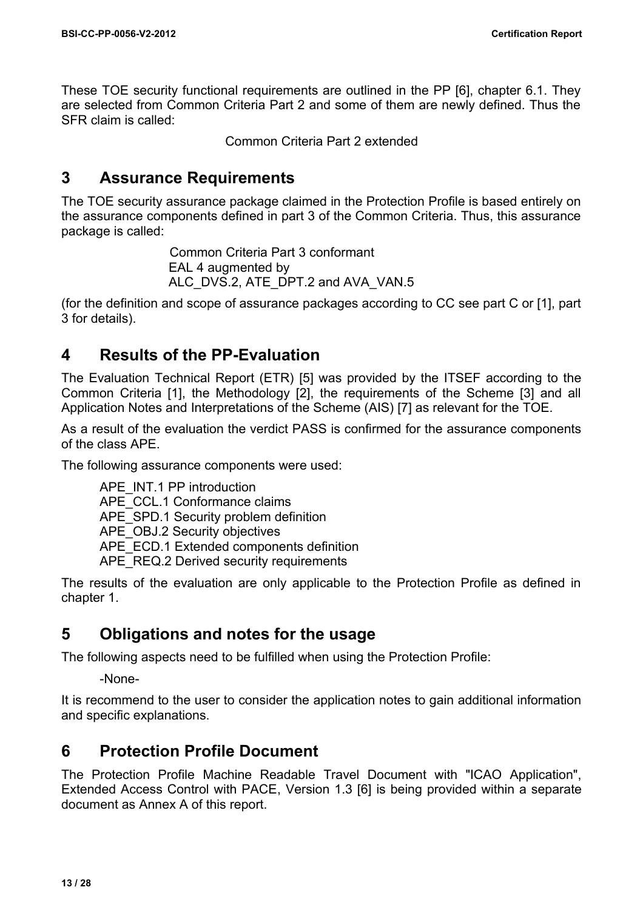These TOE security functional requirements are outlined in the PP [6], chapter 6.1. They are selected from Common Criteria Part 2 and some of them are newly defined. Thus the SFR claim is called:

Common Criteria Part 2 extended

# 3 Assurance Requirements

The TOE security assurance package claimed in the Protection Profile is based entirely on the assurance components defined in part 3 of the Common Criteria. Thus, this assurance package is called:

Common Criteria Part 3 conformant
EAL 4 augmented by
ALC_DVS.2, ATE_DPT.2 and AVA_VAN.5

(for the definition and scope of assurance packages according to CC see part C or [1], part 3 for details).

# 4 Results of the PP-Evaluation

The Evaluation Technical Report (ETR) [5] was provided by the ITSEF according to the Common Criteria [1], the Methodology [2], the requirements of the Scheme [3] and all Application Notes and Interpretations of the Scheme (AIS) [7] as relevant for the TOE.

As a result of the evaluation the verdict PASS is confirmed for the assurance components of the class APE.

The following assurance components were used:

APE_INT.1 PP introduction
APE_CCL.1 Conformance claims
APE_SPD.1 Security problem definition
APE_OBJ.2 Security objectives
APE_ECD.1 Extended components definition
APE_REQ.2 Derived security requirements

The results of the evaluation are only applicable to the Protection Profile as defined in chapter 1.

# 5 Obligations and notes for the usage

The following aspects need to be fulfilled when using the Protection Profile:

-None-

It is recommend to the user to consider the application notes to gain additional information and specific explanations.

# 6 Protection Profile Document

The Protection Profile Machine Readable Travel Document with "ICAO Application", Extended Access Control with PACE, Version 1.3 [6] is being provided within a separate document as Annex A of this report.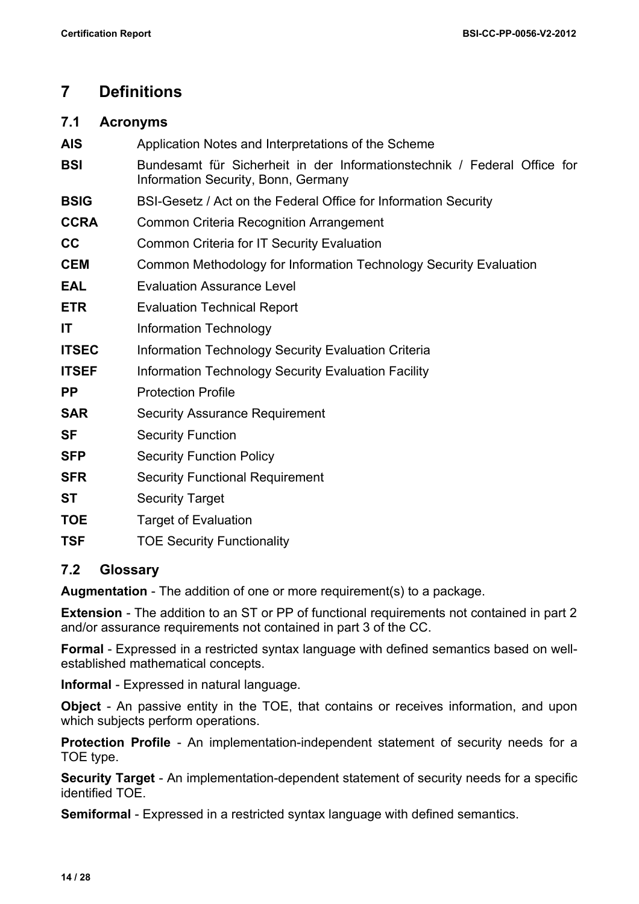# 7 Definitions

## 7.1 Acronyms

**AIS** Application Notes and Interpretations of the Scheme

**BSI** Bundesamt für Sicherheit in der Informationstechnik / Federal Office for Information Security, Bonn, Germany

**BSIG** BSI-Gesetz / Act on the Federal Office for Information Security

**CCRA** Common Criteria Recognition Arrangement

**CC** Common Criteria for IT Security Evaluation

**CEM** Common Methodology for Information Technology Security Evaluation

**EAL** Evaluation Assurance Level

**ETR** Evaluation Technical Report

**IT** Information Technology

**ITSEC** Information Technology Security Evaluation Criteria

**ITSEF** Information Technology Security Evaluation Facility

**PP** Protection Profile

**SAR** Security Assurance Requirement

**SF** Security Function

**SFP** Security Function Policy

**SFR** Security Functional Requirement

**ST** Security Target

**TOE** Target of Evaluation

**TSF** TOE Security Functionality

## 7.2 Glossary

**Augmentation** - The addition of one or more requirement(s) to a package.

**Extension** - The addition to an ST or PP of functional requirements not contained in part 2 and/or assurance requirements not contained in part 3 of the CC.

**Formal** - Expressed in a restricted syntax language with defined semantics based on well-established mathematical concepts.

**Informal** - Expressed in natural language.

**Object** - An passive entity in the TOE, that contains or receives information, and upon which subjects perform operations.

**Protection Profile** - An implementation-independent statement of security needs for a TOE type.

**Security Target** - An implementation-dependent statement of security needs for a specific identified TOE.

**Semiformal** - Expressed in a restricted syntax language with defined semantics.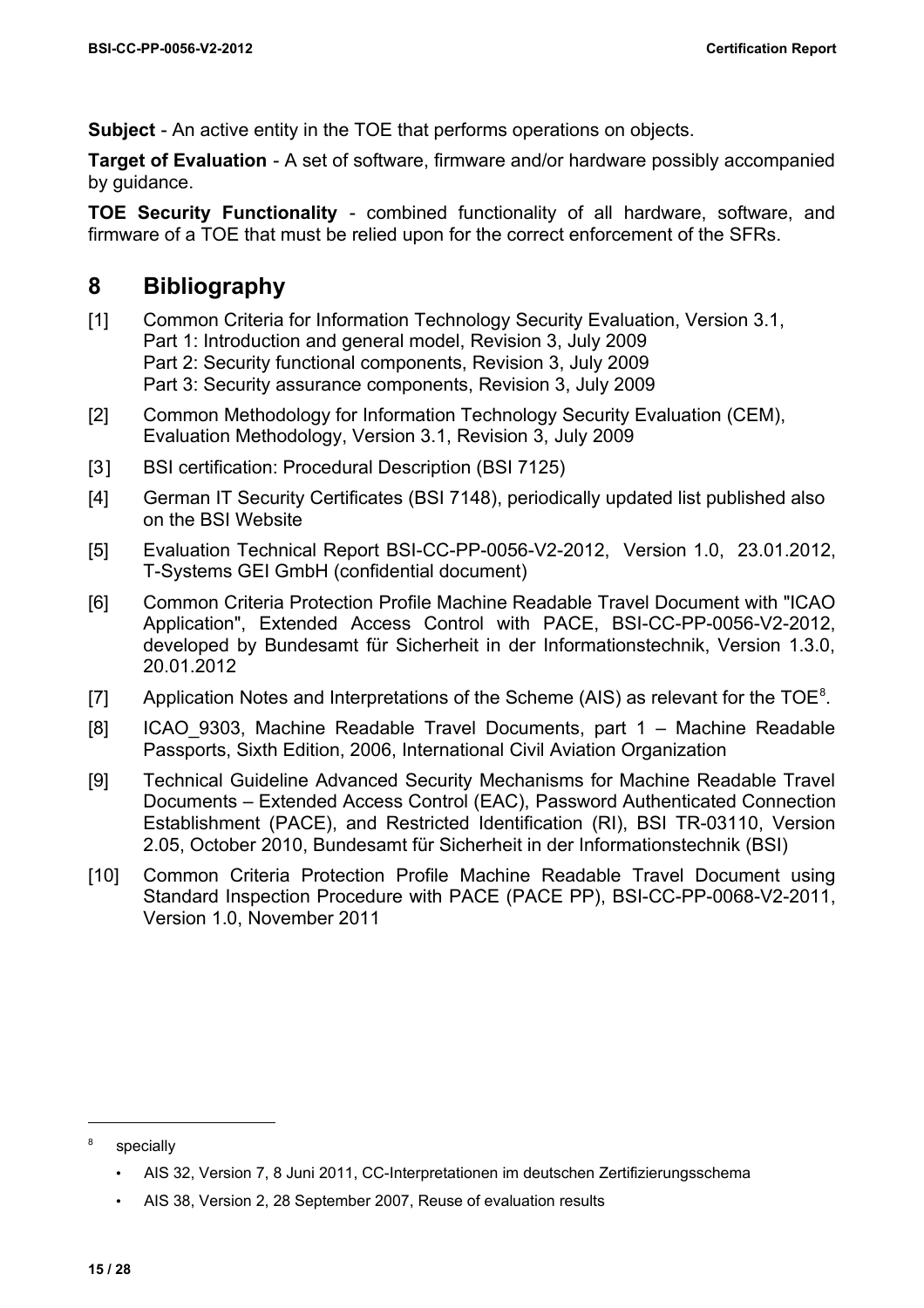**Subject** - An active entity in the TOE that performs operations on objects.

**Target of Evaluation** - A set of software, firmware and/or hardware possibly accompanied by guidance.

**TOE Security Functionality** - combined functionality of all hardware, software, and firmware of a TOE that must be relied upon for the correct enforcement of the SFRs.

# 8 Bibliography

[1] Common Criteria for Information Technology Security Evaluation, Version 3.1,
Part 1: Introduction and general model, Revision 3, July 2009
Part 2: Security functional components, Revision 3, July 2009
Part 3: Security assurance components, Revision 3, July 2009

[2] Common Methodology for Information Technology Security Evaluation (CEM), Evaluation Methodology, Version 3.1, Revision 3, July 2009

[3] BSI certification: Procedural Description (BSI 7125)

[4] German IT Security Certificates (BSI 7148), periodically updated list published also on the BSI Website

[5] Evaluation Technical Report BSI-CC-PP-0056-V2-2012, Version 1.0, 23.01.2012, T-Systems GEI GmbH (confidential document)

[6] Common Criteria Protection Profile Machine Readable Travel Document with "ICAO Application", Extended Access Control with PACE, BSI-CC-PP-0056-V2-2012, developed by Bundesamt für Sicherheit in der Informationstechnik, Version 1.3.0, 20.01.2012

[7] Application Notes and Interpretations of the Scheme (AIS) as relevant for the TOE[8].

[8] ICAO_9303, Machine Readable Travel Documents, part 1 – Machine Readable Passports, Sixth Edition, 2006, International Civil Aviation Organization

[9] Technical Guideline Advanced Security Mechanisms for Machine Readable Travel Documents – Extended Access Control (EAC), Password Authenticated Connection Establishment (PACE), and Restricted Identification (RI), BSI TR-03110, Version 2.05, October 2010, Bundesamt für Sicherheit in der Informationstechnik (BSI)

[10] Common Criteria Protection Profile Machine Readable Travel Document using Standard Inspection Procedure with PACE (PACE PP), BSI-CC-PP-0068-V2-2011, Version 1.0, November 2011

---

[8] specially

- AIS 32, Version 7, 8 Juni 2011, CC-Interpretationen im deutschen Zertifizierungsschema
- AIS 38, Version 2, 28 September 2007, Reuse of evaluation results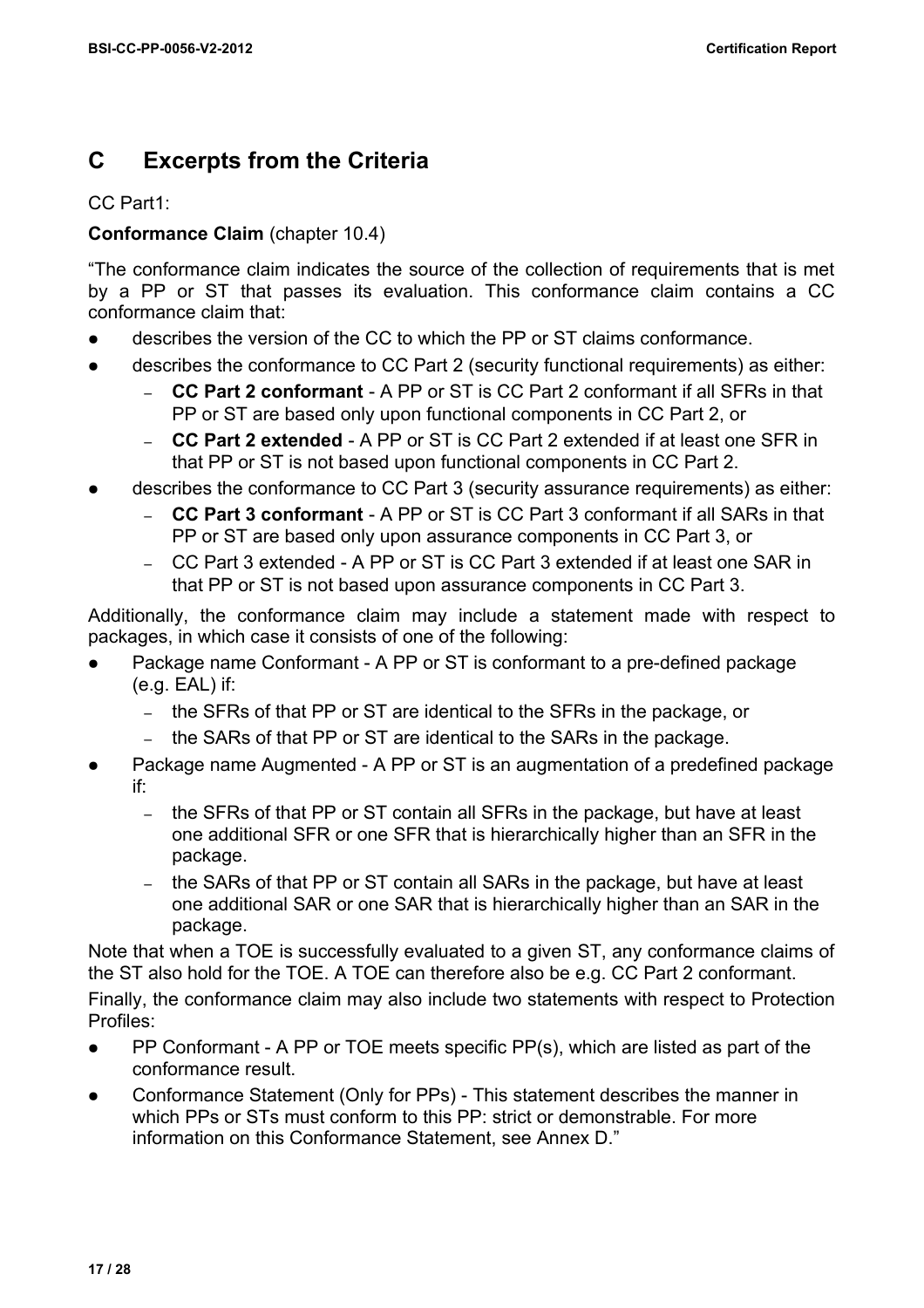# C Excerpts from the Criteria

CC Part1:

**Conformance Claim** (chapter 10.4)

"The conformance claim indicates the source of the collection of requirements that is met by a PP or ST that passes its evaluation. This conformance claim contains a CC conformance claim that:

- describes the version of the CC to which the PP or ST claims conformance.
- describes the conformance to CC Part 2 (security functional requirements) as either:
  - **CC Part 2 conformant** - A PP or ST is CC Part 2 conformant if all SFRs in that PP or ST are based only upon functional components in CC Part 2, or
  - **CC Part 2 extended** - A PP or ST is CC Part 2 extended if at least one SFR in that PP or ST is not based upon functional components in CC Part 2.
- describes the conformance to CC Part 3 (security assurance requirements) as either:
  - **CC Part 3 conformant** - A PP or ST is CC Part 3 conformant if all SARs in that PP or ST are based only upon assurance components in CC Part 3, or
  - CC Part 3 extended - A PP or ST is CC Part 3 extended if at least one SAR in that PP or ST is not based upon assurance components in CC Part 3.

Additionally, the conformance claim may include a statement made with respect to packages, in which case it consists of one of the following:

- Package name Conformant - A PP or ST is conformant to a pre-defined package (e.g. EAL) if:
  - the SFRs of that PP or ST are identical to the SFRs in the package, or
  - the SARs of that PP or ST are identical to the SARs in the package.
- Package name Augmented - A PP or ST is an augmentation of a predefined package if:
  - the SFRs of that PP or ST contain all SFRs in the package, but have at least one additional SFR or one SFR that is hierarchically higher than an SFR in the package.
  - the SARs of that PP or ST contain all SARs in the package, but have at least one additional SAR or one SAR that is hierarchically higher than an SAR in the package.

Note that when a TOE is successfully evaluated to a given ST, any conformance claims of the ST also hold for the TOE. A TOE can therefore also be e.g. CC Part 2 conformant.

Finally, the conformance claim may also include two statements with respect to Protection Profiles:

- PP Conformant - A PP or TOE meets specific PP(s), which are listed as part of the conformance result.
- Conformance Statement (Only for PPs) - This statement describes the manner in which PPs or STs must conform to this PP: strict or demonstrable. For more information on this Conformance Statement, see Annex D."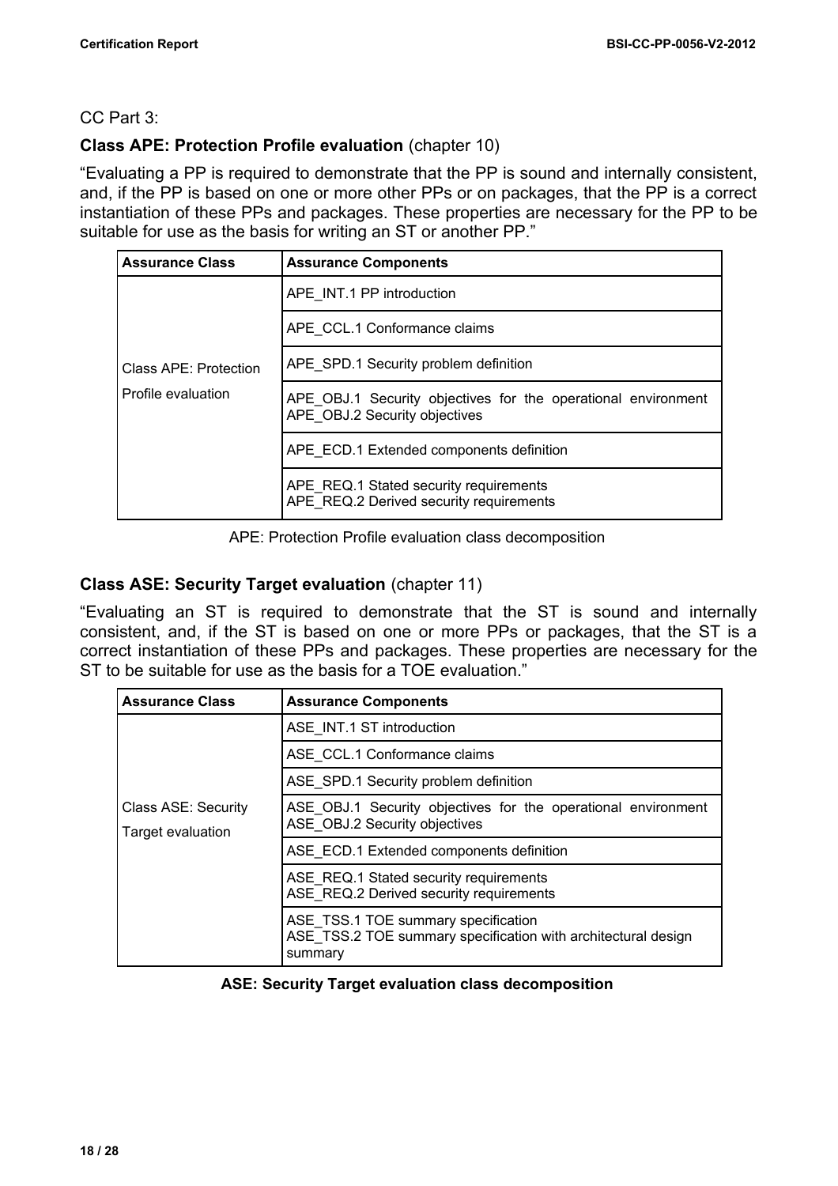CC Part 3:

**Class APE: Protection Profile evaluation** (chapter 10)

"Evaluating a PP is required to demonstrate that the PP is sound and internally consistent, and, if the PP is based on one or more other PPs or on packages, that the PP is a correct instantiation of these PPs and packages. These properties are necessary for the PP to be suitable for use as the basis for writing an ST or another PP."

| Assurance Class | Assurance Components |
|---|---|
| Class APE: Protection Profile evaluation | APE_INT.1 PP introduction |
| | APE_CCL.1 Conformance claims |
| | APE_SPD.1 Security problem definition |
| | APE_OBJ.1 Security objectives for the operational environment<br>APE_OBJ.2 Security objectives |
| | APE_ECD.1 Extended components definition |
| | APE_REQ.1 Stated security requirements<br>APE_REQ.2 Derived security requirements |

APE: Protection Profile evaluation class decomposition

**Class ASE: Security Target evaluation** (chapter 11)

"Evaluating an ST is required to demonstrate that the ST is sound and internally consistent, and, if the ST is based on one or more PPs or packages, that the ST is a correct instantiation of these PPs and packages. These properties are necessary for the ST to be suitable for use as the basis for a TOE evaluation."

| Assurance Class | Assurance Components |
|---|---|
| Class ASE: Security Target evaluation | ASE_INT.1 ST introduction |
| | ASE_CCL.1 Conformance claims |
| | ASE_SPD.1 Security problem definition |
| | ASE_OBJ.1 Security objectives for the operational environment<br>ASE_OBJ.2 Security objectives |
| | ASE_ECD.1 Extended components definition |
| | ASE_REQ.1 Stated security requirements<br>ASE_REQ.2 Derived security requirements |
| | ASE_TSS.1 TOE summary specification<br>ASE_TSS.2 TOE summary specification with architectural design summary |

**ASE: Security Target evaluation class decomposition**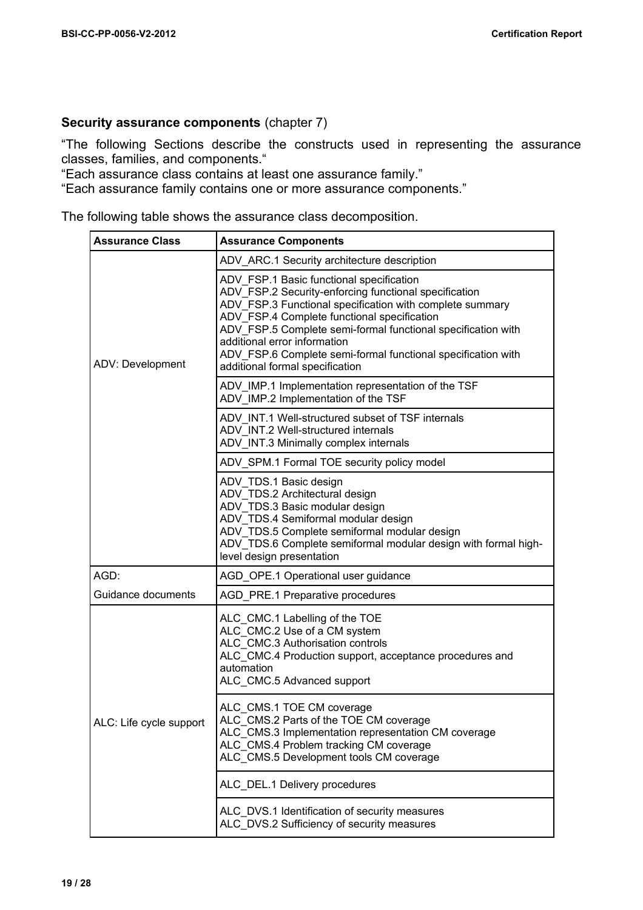**Security assurance components** (chapter 7)

"The following Sections describe the constructs used in representing the assurance classes, families, and components."
"Each assurance class contains at least one assurance family."
"Each assurance family contains one or more assurance components."

The following table shows the assurance class decomposition.

| Assurance Class | Assurance Components |
|---|---|
| ADV: Development | ADV_ARC.1 Security architecture description |
| | ADV_FSP.1 Basic functional specification<br>ADV_FSP.2 Security-enforcing functional specification<br>ADV_FSP.3 Functional specification with complete summary<br>ADV_FSP.4 Complete functional specification<br>ADV_FSP.5 Complete semi-formal functional specification with additional error information<br>ADV_FSP.6 Complete semi-formal functional specification with additional formal specification |
| | ADV_IMP.1 Implementation representation of the TSF<br>ADV_IMP.2 Implementation of the TSF |
| | ADV_INT.1 Well-structured subset of TSF internals<br>ADV_INT.2 Well-structured internals<br>ADV_INT.3 Minimally complex internals |
| | ADV_SPM.1 Formal TOE security policy model |
| | ADV_TDS.1 Basic design<br>ADV_TDS.2 Architectural design<br>ADV_TDS.3 Basic modular design<br>ADV_TDS.4 Semiformal modular design<br>ADV_TDS.5 Complete semiformal modular design<br>ADV_TDS.6 Complete semiformal modular design with formal high-level design presentation |
| AGD: Guidance documents | AGD_OPE.1 Operational user guidance |
| | AGD_PRE.1 Preparative procedures |
| ALC: Life cycle support | ALC_CMC.1 Labelling of the TOE<br>ALC_CMC.2 Use of a CM system<br>ALC_CMC.3 Authorisation controls<br>ALC_CMC.4 Production support, acceptance procedures and automation<br>ALC_CMC.5 Advanced support |
| | ALC_CMS.1 TOE CM coverage<br>ALC_CMS.2 Parts of the TOE CM coverage<br>ALC_CMS.3 Implementation representation CM coverage<br>ALC_CMS.4 Problem tracking CM coverage<br>ALC_CMS.5 Development tools CM coverage |
| | ALC_DEL.1 Delivery procedures |
| | ALC_DVS.1 Identification of security measures<br>ALC_DVS.2 Sufficiency of security measures |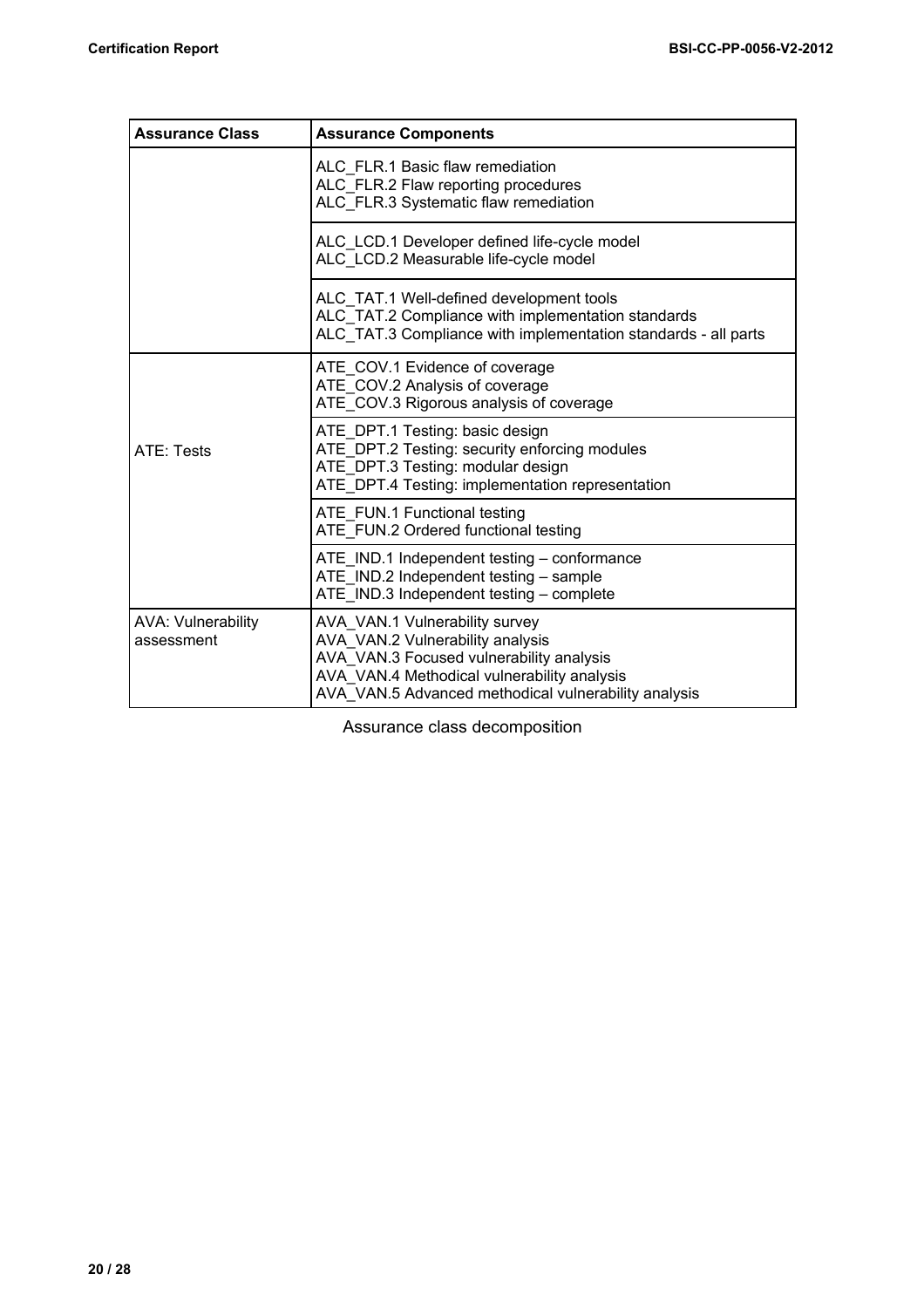| Assurance Class | Assurance Components |
|---|---|
| | ALC_FLR.1 Basic flaw remediation<br>ALC_FLR.2 Flaw reporting procedures<br>ALC_FLR.3 Systematic flaw remediation |
| | ALC_LCD.1 Developer defined life-cycle model<br>ALC_LCD.2 Measurable life-cycle model |
| | ALC_TAT.1 Well-defined development tools<br>ALC_TAT.2 Compliance with implementation standards<br>ALC_TAT.3 Compliance with implementation standards - all parts |
| ATE: Tests | ATE_COV.1 Evidence of coverage<br>ATE_COV.2 Analysis of coverage<br>ATE_COV.3 Rigorous analysis of coverage |
| | ATE_DPT.1 Testing: basic design<br>ATE_DPT.2 Testing: security enforcing modules<br>ATE_DPT.3 Testing: modular design<br>ATE_DPT.4 Testing: implementation representation |
| | ATE_FUN.1 Functional testing<br>ATE_FUN.2 Ordered functional testing |
| | ATE_IND.1 Independent testing – conformance<br>ATE_IND.2 Independent testing – sample<br>ATE_IND.3 Independent testing – complete |
| AVA: Vulnerability assessment | AVA_VAN.1 Vulnerability survey<br>AVA_VAN.2 Vulnerability analysis<br>AVA_VAN.3 Focused vulnerability analysis<br>AVA_VAN.4 Methodical vulnerability analysis<br>AVA_VAN.5 Advanced methodical vulnerability analysis |

Assurance class decomposition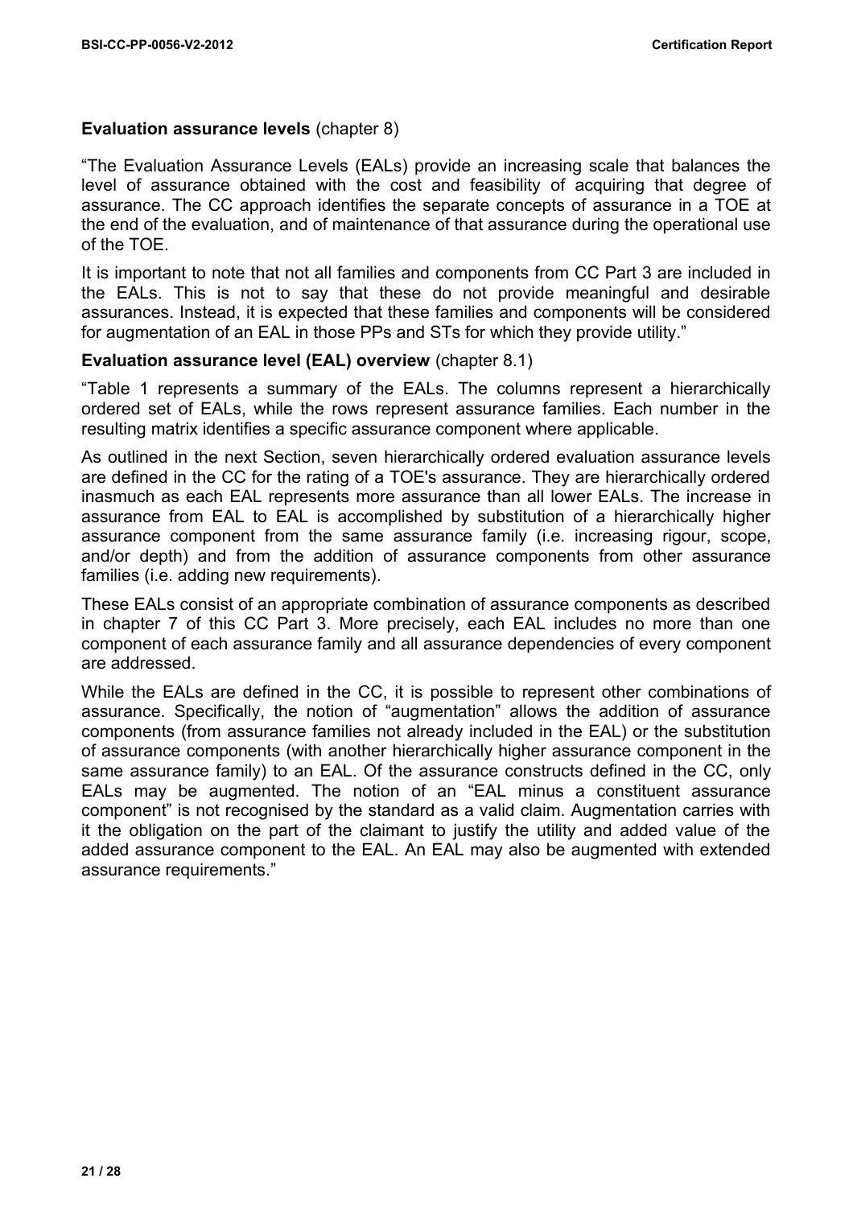**Evaluation assurance levels** (chapter 8)

“The Evaluation Assurance Levels (EALs) provide an increasing scale that balances the level of assurance obtained with the cost and feasibility of acquiring that degree of assurance. The CC approach identifies the separate concepts of assurance in a TOE at the end of the evaluation, and of maintenance of that assurance during the operational use of the TOE.

It is important to note that not all families and components from CC Part 3 are included in the EALs. This is not to say that these do not provide meaningful and desirable assurances. Instead, it is expected that these families and components will be considered for augmentation of an EAL in those PPs and STs for which they provide utility.”

**Evaluation assurance level (EAL) overview** (chapter 8.1)

“Table 1 represents a summary of the EALs. The columns represent a hierarchically ordered set of EALs, while the rows represent assurance families. Each number in the resulting matrix identifies a specific assurance component where applicable.

As outlined in the next Section, seven hierarchically ordered evaluation assurance levels are defined in the CC for the rating of a TOE's assurance. They are hierarchically ordered inasmuch as each EAL represents more assurance than all lower EALs. The increase in assurance from EAL to EAL is accomplished by substitution of a hierarchically higher assurance component from the same assurance family (i.e. increasing rigour, scope, and/or depth) and from the addition of assurance components from other assurance families (i.e. adding new requirements).

These EALs consist of an appropriate combination of assurance components as described in chapter 7 of this CC Part 3. More precisely, each EAL includes no more than one component of each assurance family and all assurance dependencies of every component are addressed.

While the EALs are defined in the CC, it is possible to represent other combinations of assurance. Specifically, the notion of “augmentation” allows the addition of assurance components (from assurance families not already included in the EAL) or the substitution of assurance components (with another hierarchically higher assurance component in the same assurance family) to an EAL. Of the assurance constructs defined in the CC, only EALs may be augmented. The notion of an “EAL minus a constituent assurance component” is not recognised by the standard as a valid claim. Augmentation carries with it the obligation on the part of the claimant to justify the utility and added value of the added assurance component to the EAL. An EAL may also be augmented with extended assurance requirements.”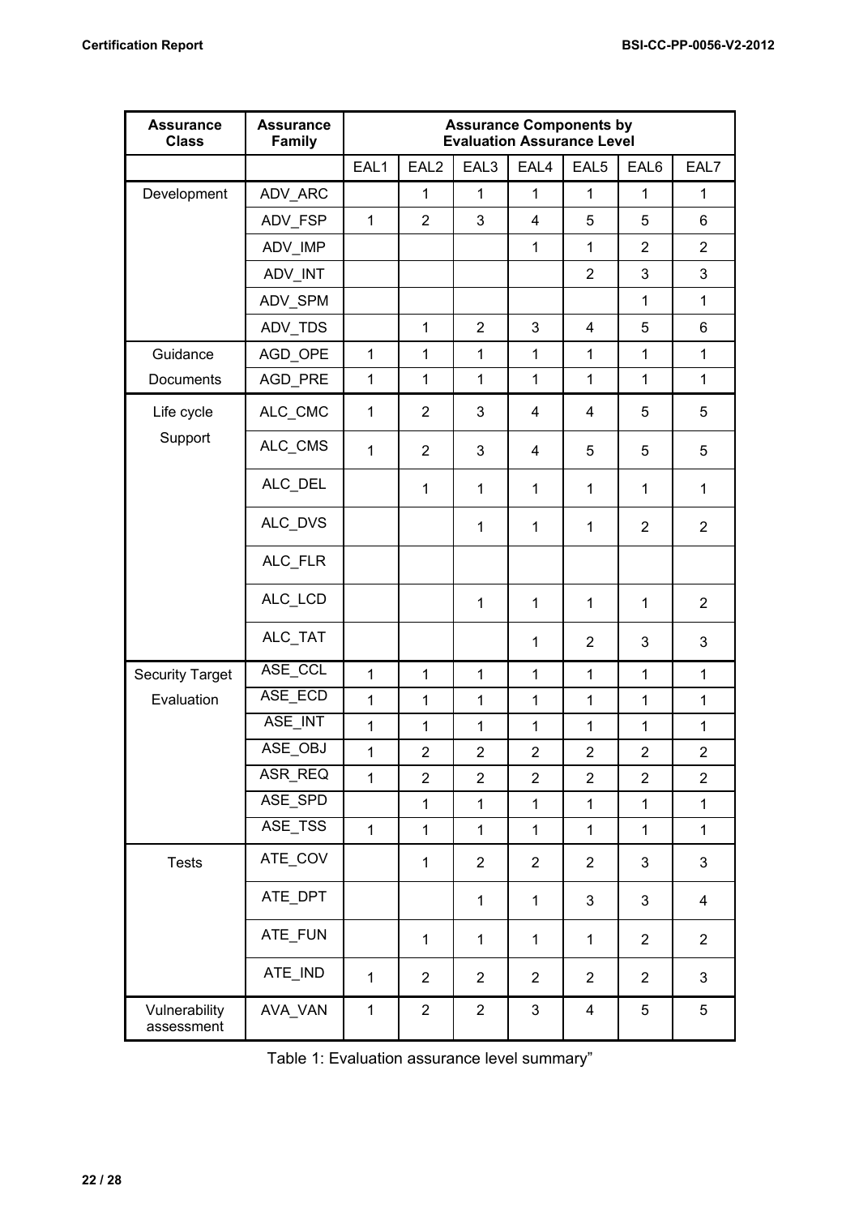| Assurance Class | Assurance Family | Assurance Components by Evaluation Assurance Level | | | | | | |
|---|---|---|---|---|---|---|---|---|
| | | EAL1 | EAL2 | EAL3 | EAL4 | EAL5 | EAL6 | EAL7 |
| Development | ADV_ARC | | 1 | 1 | 1 | 1 | 1 | 1 |
| | ADV_FSP | 1 | 2 | 3 | 4 | 5 | 5 | 6 |
| | ADV_IMP | | | | 1 | 1 | 2 | 2 |
| | ADV_INT | | | | | 2 | 3 | 3 |
| | ADV_SPM | | | | | | 1 | 1 |
| | ADV_TDS | | 1 | 2 | 3 | 4 | 5 | 6 |
| Guidance Documents | AGD_OPE | 1 | 1 | 1 | 1 | 1 | 1 | 1 |
| | AGD_PRE | 1 | 1 | 1 | 1 | 1 | 1 | 1 |
| Life cycle Support | ALC_CMC | 1 | 2 | 3 | 4 | 4 | 5 | 5 |
| | ALC_CMS | 1 | 2 | 3 | 4 | 5 | 5 | 5 |
| | ALC_DEL | | 1 | 1 | 1 | 1 | 1 | 1 |
| | ALC_DVS | | | 1 | 1 | 1 | 2 | 2 |
| | ALC_FLR | | | | | | | |
| | ALC_LCD | | | 1 | 1 | 1 | 1 | 2 |
| | ALC_TAT | | | | 1 | 2 | 3 | 3 |
| Security Target Evaluation | ASE_CCL | 1 | 1 | 1 | 1 | 1 | 1 | 1 |
| | ASE_ECD | 1 | 1 | 1 | 1 | 1 | 1 | 1 |
| | ASE_INT | 1 | 1 | 1 | 1 | 1 | 1 | 1 |
| | ASE_OBJ | 1 | 2 | 2 | 2 | 2 | 2 | 2 |
| | ASR_REQ | 1 | 2 | 2 | 2 | 2 | 2 | 2 |
| | ASE_SPD | | 1 | 1 | 1 | 1 | 1 | 1 |
| | ASE_TSS | 1 | 1 | 1 | 1 | 1 | 1 | 1 |
| Tests | ATE_COV | | 1 | 2 | 2 | 2 | 3 | 3 |
| | ATE_DPT | | | 1 | 1 | 3 | 3 | 4 |
| | ATE_FUN | | 1 | 1 | 1 | 1 | 2 | 2 |
| | ATE_IND | 1 | 2 | 2 | 2 | 2 | 2 | 3 |
| Vulnerability assessment | AVA_VAN | 1 | 2 | 2 | 3 | 4 | 5 | 5 |

Table 1: Evaluation assurance level summary"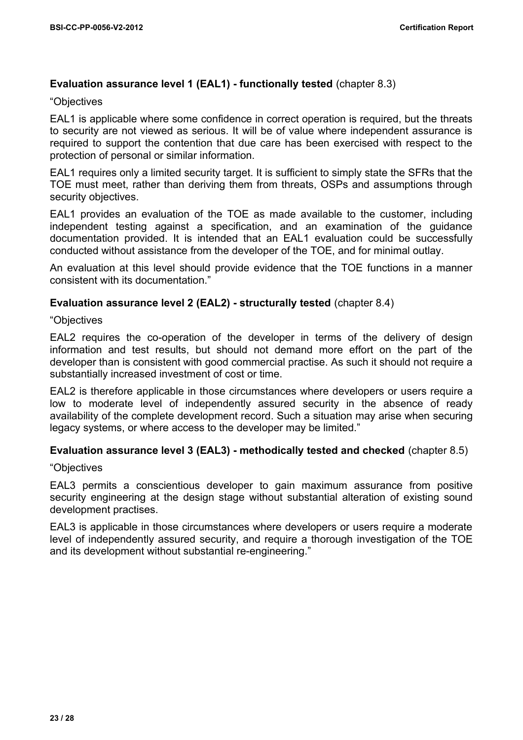**Evaluation assurance level 1 (EAL1) - functionally tested** (chapter 8.3)

“Objectives

EAL1 is applicable where some confidence in correct operation is required, but the threats to security are not viewed as serious. It will be of value where independent assurance is required to support the contention that due care has been exercised with respect to the protection of personal or similar information.

EAL1 requires only a limited security target. It is sufficient to simply state the SFRs that the TOE must meet, rather than deriving them from threats, OSPs and assumptions through security objectives.

EAL1 provides an evaluation of the TOE as made available to the customer, including independent testing against a specification, and an examination of the guidance documentation provided. It is intended that an EAL1 evaluation could be successfully conducted without assistance from the developer of the TOE, and for minimal outlay.

An evaluation at this level should provide evidence that the TOE functions in a manner consistent with its documentation.”

**Evaluation assurance level 2 (EAL2) - structurally tested** (chapter 8.4)

“Objectives

EAL2 requires the co-operation of the developer in terms of the delivery of design information and test results, but should not demand more effort on the part of the developer than is consistent with good commercial practise. As such it should not require a substantially increased investment of cost or time.

EAL2 is therefore applicable in those circumstances where developers or users require a low to moderate level of independently assured security in the absence of ready availability of the complete development record. Such a situation may arise when securing legacy systems, or where access to the developer may be limited.”

**Evaluation assurance level 3 (EAL3) - methodically tested and checked** (chapter 8.5)

“Objectives

EAL3 permits a conscientious developer to gain maximum assurance from positive security engineering at the design stage without substantial alteration of existing sound development practises.

EAL3 is applicable in those circumstances where developers or users require a moderate level of independently assured security, and require a thorough investigation of the TOE and its development without substantial re-engineering.”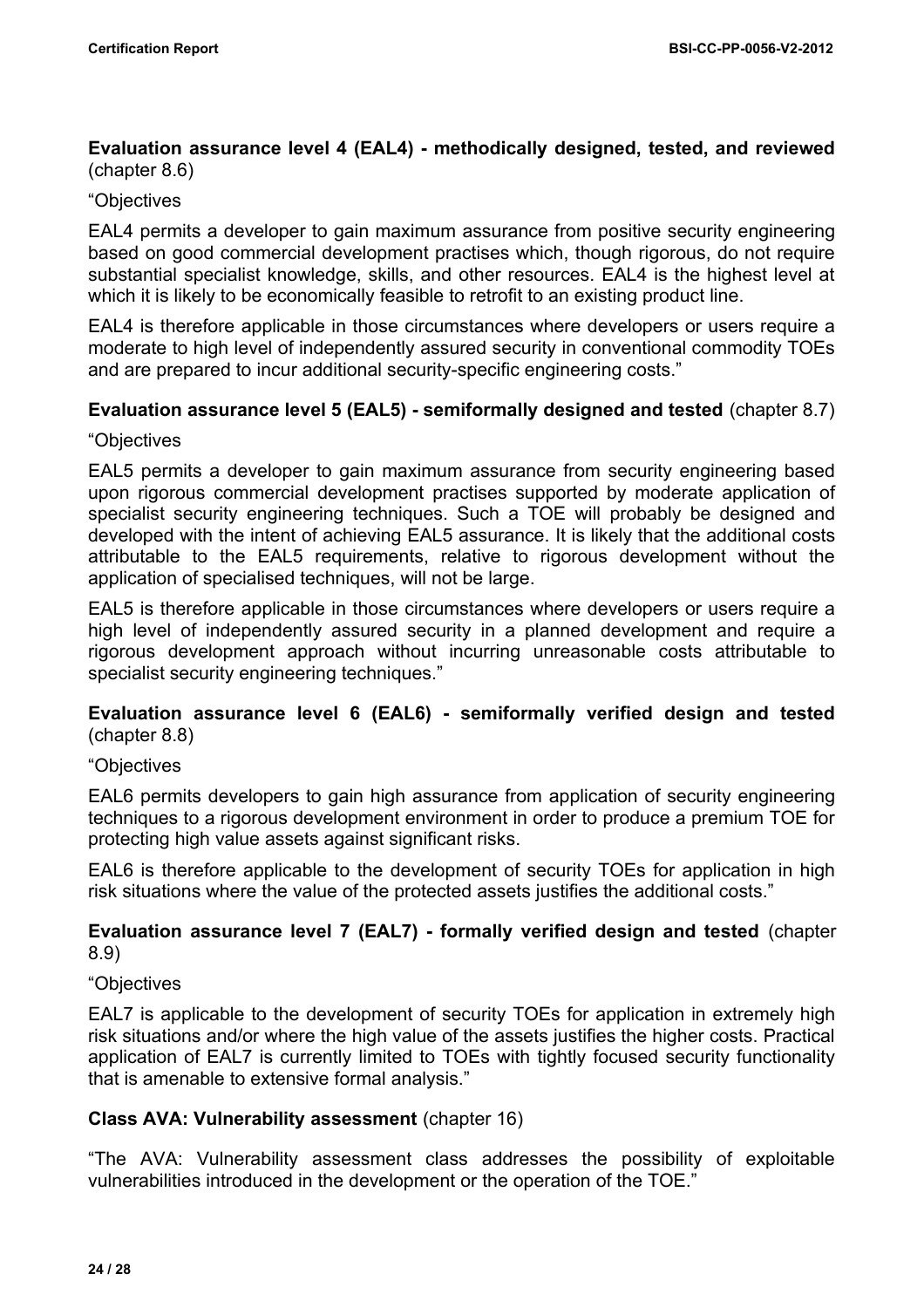**Evaluation assurance level 4 (EAL4) - methodically designed, tested, and reviewed** (chapter 8.6)

"Objectives

EAL4 permits a developer to gain maximum assurance from positive security engineering based on good commercial development practises which, though rigorous, do not require substantial specialist knowledge, skills, and other resources. EAL4 is the highest level at which it is likely to be economically feasible to retrofit to an existing product line.

EAL4 is therefore applicable in those circumstances where developers or users require a moderate to high level of independently assured security in conventional commodity TOEs and are prepared to incur additional security-specific engineering costs."

**Evaluation assurance level 5 (EAL5) - semiformally designed and tested** (chapter 8.7)

"Objectives

EAL5 permits a developer to gain maximum assurance from security engineering based upon rigorous commercial development practises supported by moderate application of specialist security engineering techniques. Such a TOE will probably be designed and developed with the intent of achieving EAL5 assurance. It is likely that the additional costs attributable to the EAL5 requirements, relative to rigorous development without the application of specialised techniques, will not be large.

EAL5 is therefore applicable in those circumstances where developers or users require a high level of independently assured security in a planned development and require a rigorous development approach without incurring unreasonable costs attributable to specialist security engineering techniques."

**Evaluation assurance level 6 (EAL6) - semiformally verified design and tested** (chapter 8.8)

"Objectives

EAL6 permits developers to gain high assurance from application of security engineering techniques to a rigorous development environment in order to produce a premium TOE for protecting high value assets against significant risks.

EAL6 is therefore applicable to the development of security TOEs for application in high risk situations where the value of the protected assets justifies the additional costs."

**Evaluation assurance level 7 (EAL7) - formally verified design and tested** (chapter 8.9)

"Objectives

EAL7 is applicable to the development of security TOEs for application in extremely high risk situations and/or where the high value of the assets justifies the higher costs. Practical application of EAL7 is currently limited to TOEs with tightly focused security functionality that is amenable to extensive formal analysis."

**Class AVA: Vulnerability assessment** (chapter 16)

"The AVA: Vulnerability assessment class addresses the possibility of exploitable vulnerabilities introduced in the development or the operation of the TOE."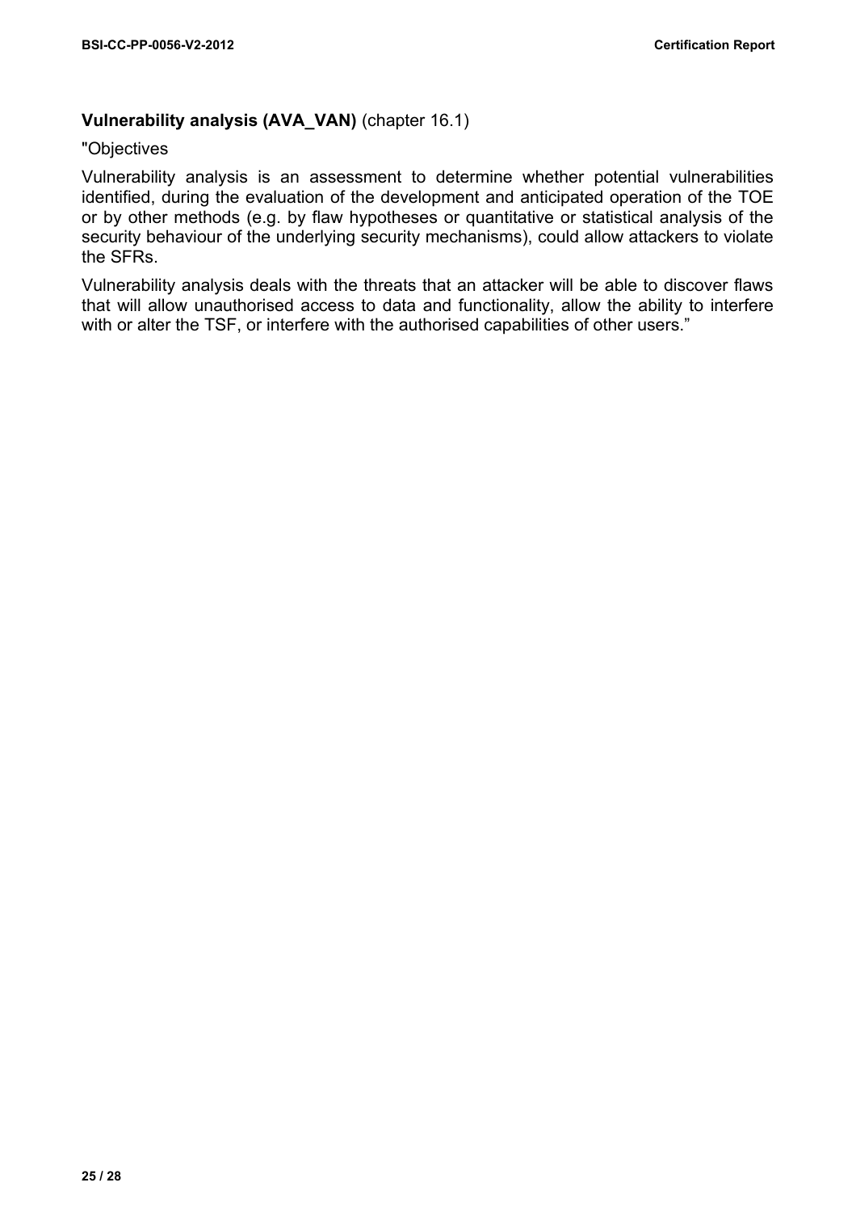**Vulnerability analysis (AVA_VAN)** (chapter 16.1)

"Objectives

Vulnerability analysis is an assessment to determine whether potential vulnerabilities identified, during the evaluation of the development and anticipated operation of the TOE or by other methods (e.g. by flaw hypotheses or quantitative or statistical analysis of the security behaviour of the underlying security mechanisms), could allow attackers to violate the SFRs.

Vulnerability analysis deals with the threats that an attacker will be able to discover flaws that will allow unauthorised access to data and functionality, allow the ability to interfere with or alter the TSF, or interfere with the authorised capabilities of other users."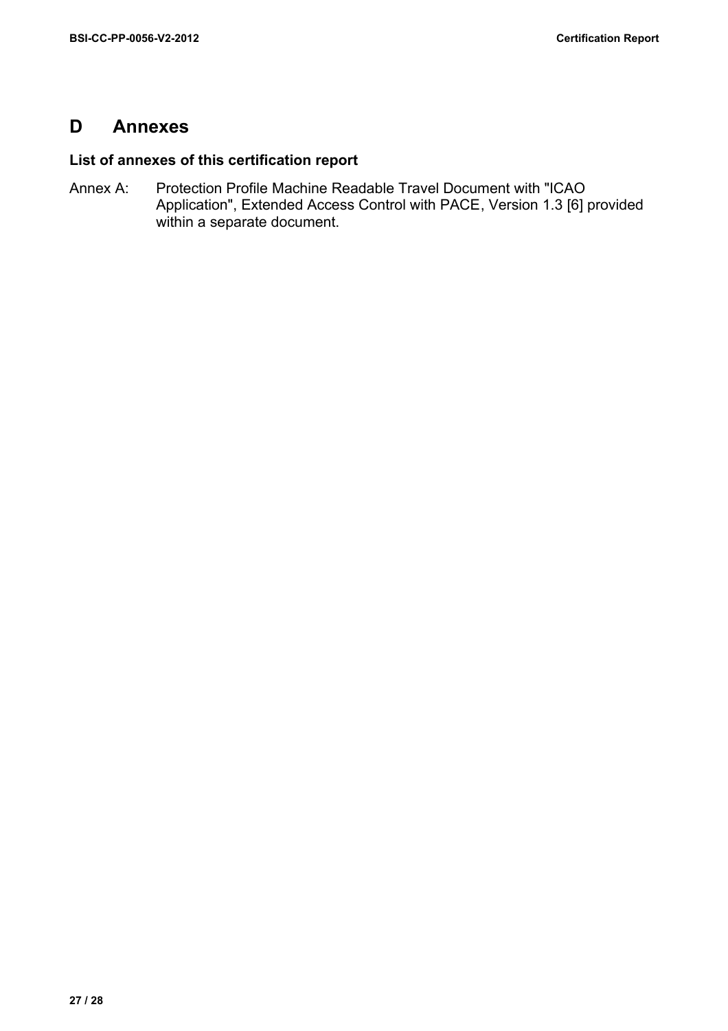# D Annexes

## List of annexes of this certification report

Annex A: Protection Profile Machine Readable Travel Document with "ICAO Application", Extended Access Control with PACE, Version 1.3 [6] provided within a separate document.